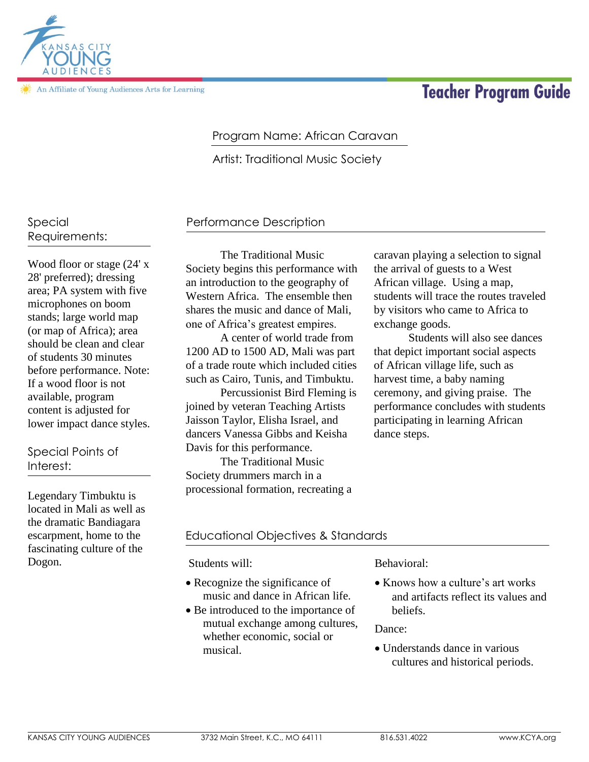Kansas City Young Audiences

An Affiliate of Young Audiences Arts for Learning

# Teacher Program Guide

Program Name: African Caravan

Artist: Traditional Music Society

## Performance Description

The Traditional Music Society begins this performance with an introduction to the geography of Western Africa. The ensemble then shares the music and dance of Mali, one of Africa's greatest empires.

A center of world trade from 1200 AD to 1500 AD, Mali was part of a trade route which included cities such as Cairo, Tunis, and Timbuktu.

Percussionist Bird Fleming is joined by veteran Teaching Artists Jaisson Taylor, Elisha Israel, and dancers Vanessa Gibbs and Keisha Davis for this performance.

The Traditional Music Society drummers march in a processional formation, recreating a caravan playing a selection to signal the arrival of guests to a West African village. Using a map, students will trace the routes traveled by visitors who came to Africa to exchange goods.

Students will also see dances that depict important social aspects of African village life, such as harvest time, a baby naming ceremony, and giving praise. The performance concludes with students participating in learning African dance steps.

## Special Requirements:

Wood floor or stage (24' x 28' preferred); dressing area; PA system with five microphones on boom stands; large world map (or map of Africa); area should be clean and clear of students 30 minutes before performance. Note: If a wood floor is not available, program content is adjusted for lower impact dance styles.

## Special Points of Interest:

Legendary Timbuktu is located in Mali as well as the dramatic Bandiagara escarpment, home to the fascinating culture of the Dogon.

## Educational Objectives & Standards

Students will:

- Recognize the significance of music and dance in African life.
- Be introduced to the importance of mutual exchange among cultures, whether economic, social or musical.

Behavioral:

- Knows how a culture's art works and artifacts reflect its values and beliefs.

Dance:

- Understands dance in various cultures and historical periods.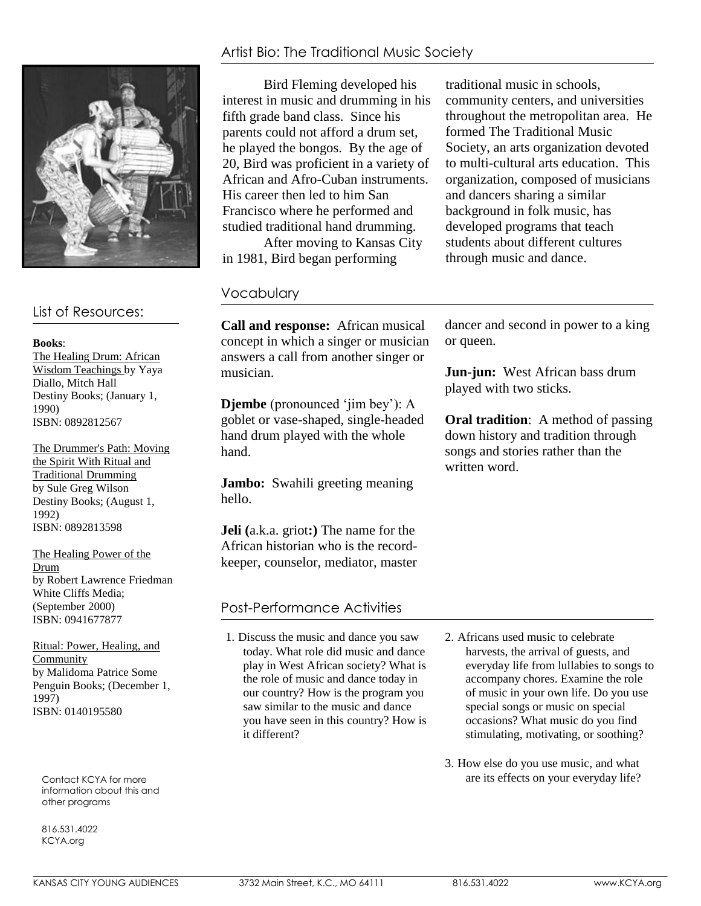## Artist Bio: The Traditional Music Society

Bird Fleming developed his interest in music and drumming in his fifth grade band class. Since his parents could not afford a drum set, he played the bongos. By the age of 20, Bird was proficient in a variety of African and Afro-Cuban instruments. His career then led to him San Francisco where he performed and studied traditional hand drumming.

After moving to Kansas City in 1981, Bird began performing traditional music in schools, community centers, and universities throughout the metropolitan area. He formed The Traditional Music Society, an arts organization devoted to multi-cultural arts education. This organization, composed of musicians and dancers sharing a similar background in folk music, has developed programs that teach students about different cultures through music and dance.

## List of Resources:

**Books**:

The Healing Drum: African Wisdom Teachings by Yaya Diallo, Mitch Hall
Destiny Books; (January 1, 1990)
ISBN: 0892812567

The Drummer's Path: Moving the Spirit With Ritual and Traditional Drumming
by Sule Greg Wilson
Destiny Books; (August 1, 1992)
ISBN: 0892813598

The Healing Power of the Drum
by Robert Lawrence Friedman
White Cliffs Media; (September 2000)
ISBN: 0941677877

Ritual: Power, Healing, and Community
by Malidoma Patrice Some
Penguin Books; (December 1, 1997)
ISBN: 0140195580

Contact KCYA for more information about this and other programs

816.531.4022
KCYA.org

## Vocabulary

**Call and response:** African musical concept in which a singer or musician answers a call from another singer or musician.

**Djembe** (pronounced 'jim bey'): A goblet or vase-shaped, single-headed hand drum played with the whole hand.

**Jambo:** Swahili greeting meaning hello.

**Jeli (**a.k.a. griot**:)** The name for the African historian who is the record-keeper, counselor, mediator, master dancer and second in power to a king or queen.

**Jun-jun:** West African bass drum played with two sticks.

**Oral tradition**: A method of passing down history and tradition through songs and stories rather than the written word.

## Post-Performance Activities

1. Discuss the music and dance you saw today. What role did music and dance play in West African society? What is the role of music and dance today in our country? How is the program you saw similar to the music and dance you have seen in this country? How is it different?
2. Africans used music to celebrate harvests, the arrival of guests, and everyday life from lullabies to songs to accompany chores. Examine the role of music in your own life. Do you use special songs or music on special occasions? What music do you find stimulating, motivating, or soothing?
3. How else do you use music, and what are its effects on your everyday life?